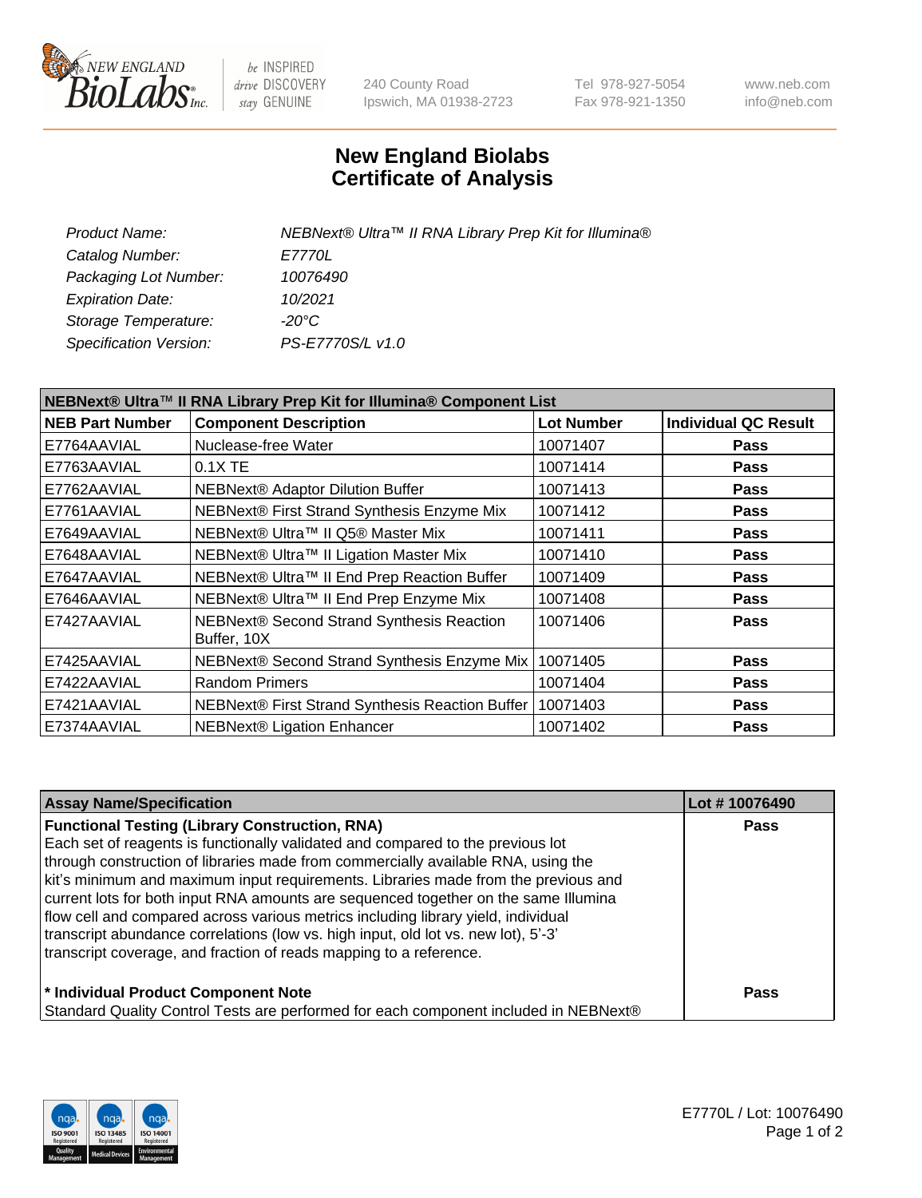New England Biolabs
240 County Road
Ipswich, MA 01938-2723
Tel 978-927-5054
Fax 978-921-1350
www.neb.com
info@neb.com

# New England Biolabs Certificate of Analysis

| | |
|---|---|
| *Product Name:* | *NEBNext® Ultra™ II RNA Library Prep Kit for Illumina®* |
| *Catalog Number:* | *E7770L* |
| *Packaging Lot Number:* | *10076490* |
| *Expiration Date:* | *10/2021* |
| *Storage Temperature:* | *-20°C* |
| *Specification Version:* | *PS-E7770S/L v1.0* |

**NEBNext® Ultra™ II RNA Library Prep Kit for Illumina® Component List**

| NEB Part Number | Component Description | Lot Number | Individual QC Result |
|---|---|---|---|
| E7764AAVIAL | Nuclease-free Water | 10071407 | Pass |
| E7763AAVIAL | 0.1X TE | 10071414 | Pass |
| E7762AAVIAL | NEBNext® Adaptor Dilution Buffer | 10071413 | Pass |
| E7761AAVIAL | NEBNext® First Strand Synthesis Enzyme Mix | 10071412 | Pass |
| E7649AAVIAL | NEBNext® Ultra™ II Q5® Master Mix | 10071411 | Pass |
| E7648AAVIAL | NEBNext® Ultra™ II Ligation Master Mix | 10071410 | Pass |
| E7647AAVIAL | NEBNext® Ultra™ II End Prep Reaction Buffer | 10071409 | Pass |
| E7646AAVIAL | NEBNext® Ultra™ II End Prep Enzyme Mix | 10071408 | Pass |
| E7427AAVIAL | NEBNext® Second Strand Synthesis Reaction Buffer, 10X | 10071406 | Pass |
| E7425AAVIAL | NEBNext® Second Strand Synthesis Enzyme Mix | 10071405 | Pass |
| E7422AAVIAL | Random Primers | 10071404 | Pass |
| E7421AAVIAL | NEBNext® First Strand Synthesis Reaction Buffer | 10071403 | Pass |
| E7374AAVIAL | NEBNext® Ligation Enhancer | 10071402 | Pass |

| Assay Name/Specification | Lot # 10076490 |
|---|---|
| **Functional Testing (Library Construction, RNA)** Each set of reagents is functionally validated and compared to the previous lot through construction of libraries made from commercially available RNA, using the kit's minimum and maximum input requirements. Libraries made from the previous and current lots for both input RNA amounts are sequenced together on the same Illumina flow cell and compared across various metrics including library yield, individual transcript abundance correlations (low vs. high input, old lot vs. new lot), 5'-3' transcript coverage, and fraction of reads mapping to a reference. | Pass |
| **\* Individual Product Component Note** Standard Quality Control Tests are performed for each component included in NEBNext® | Pass |

E7770L / Lot: 10076490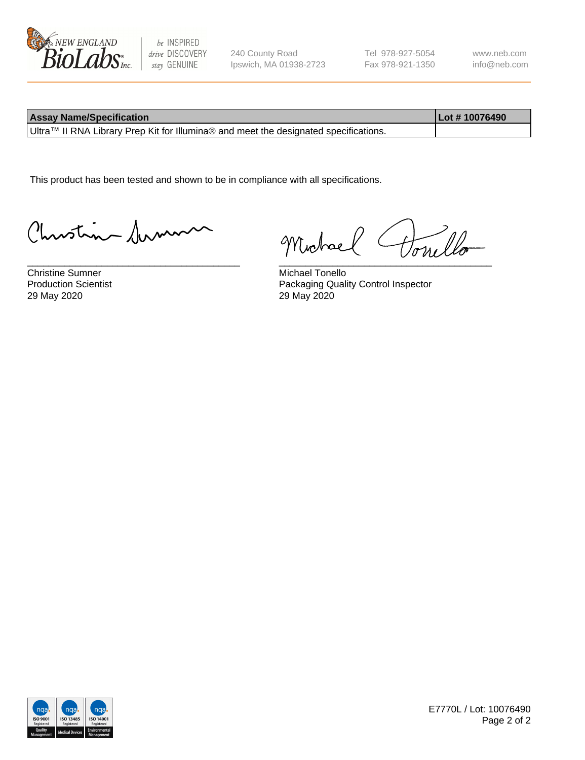NEW ENGLAND BioLabs Inc. — be INSPIRED drive DISCOVERY stay GENUINE

240 County Road
Ipswich, MA 01938-2723

Tel 978-927-5054
Fax 978-921-1350

www.neb.com
info@neb.com

| Assay Name/Specification | Lot # 10076490 |
|---|---|
| Ultra™ II RNA Library Prep Kit for Illumina® and meet the designated specifications. | |

This product has been tested and shown to be in compliance with all specifications.

Christine Sumner
Production Scientist
29 May 2020

Michael Tonello
Packaging Quality Control Inspector
29 May 2020

E7770L / Lot: 10076490